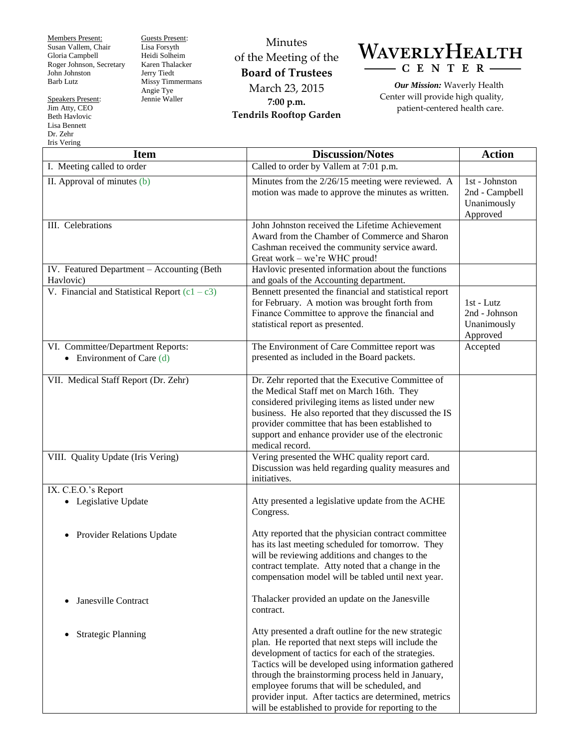Members Present:
Susan Vallem, Chair
Gloria Campbell
Roger Johnson, Secretary
John Johnston
Barb Lutz

Speakers Present:
Jim Atty, CEO
Beth Havlovic
Lisa Bennett
Dr. Zehr
Iris Vering

Guests Present:
Lisa Forsyth
Heidi Solheim
Karen Thalacker
Jerry Tiedt
Missy Timmermans
Angie Tye
Jennie Waller

# Minutes of the Meeting of the **Board of Trustees**

March 23, 2015
**7:00 p.m.**
**Tendrils Rooftop Garden**

**WAVERLY HEALTH CENTER**

***Our Mission:*** Waverly Health Center will provide high quality, patient-centered health care.

| Item | Discussion/Notes | Action |
|---|---|---|
| I. Meeting called to order | Called to order by Vallem at 7:01 p.m. | |
| II. Approval of minutes (b) | Minutes from the 2/26/15 meeting were reviewed. A motion was made to approve the minutes as written. | 1st - Johnston<br>2nd - Campbell<br>Unanimously Approved |
| III. Celebrations | John Johnston received the Lifetime Achievement Award from the Chamber of Commerce and Sharon Cashman received the community service award. Great work – we're WHC proud! | |
| IV. Featured Department – Accounting (Beth Havlovic) | Havlovic presented information about the functions and goals of the Accounting department. | |
| V. Financial and Statistical Report (c1 – c3) | Bennett presented the financial and statistical report for February. A motion was brought forth from Finance Committee to approve the financial and statistical report as presented. | 1st - Lutz<br>2nd - Johnson<br>Unanimously Approved |
| VI. Committee/Department Reports:<br>• Environment of Care (d) | The Environment of Care Committee report was presented as included in the Board packets. | Accepted |
| VII. Medical Staff Report (Dr. Zehr) | Dr. Zehr reported that the Executive Committee of the Medical Staff met on March 16th. They considered privileging items as listed under new business. He also reported that they discussed the IS provider committee that has been established to support and enhance provider use of the electronic medical record. | |
| VIII. Quality Update (Iris Vering) | Vering presented the WHC quality report card. Discussion was held regarding quality measures and initiatives. | |
| IX. C.E.O.'s Report<br>• Legislative Update | Atty presented a legislative update from the ACHE Congress. | |
| • Provider Relations Update | Atty reported that the physician contract committee has its last meeting scheduled for tomorrow. They will be reviewing additions and changes to the contract template. Atty noted that a change in the compensation model will be tabled until next year. | |
| • Janesville Contract | Thalacker provided an update on the Janesville contract. | |
| • Strategic Planning | Atty presented a draft outline for the new strategic plan. He reported that next steps will include the development of tactics for each of the strategies. Tactics will be developed using information gathered through the brainstorming process held in January, employee forums that will be scheduled, and provider input. After tactics are determined, metrics will be established to provide for reporting to the | |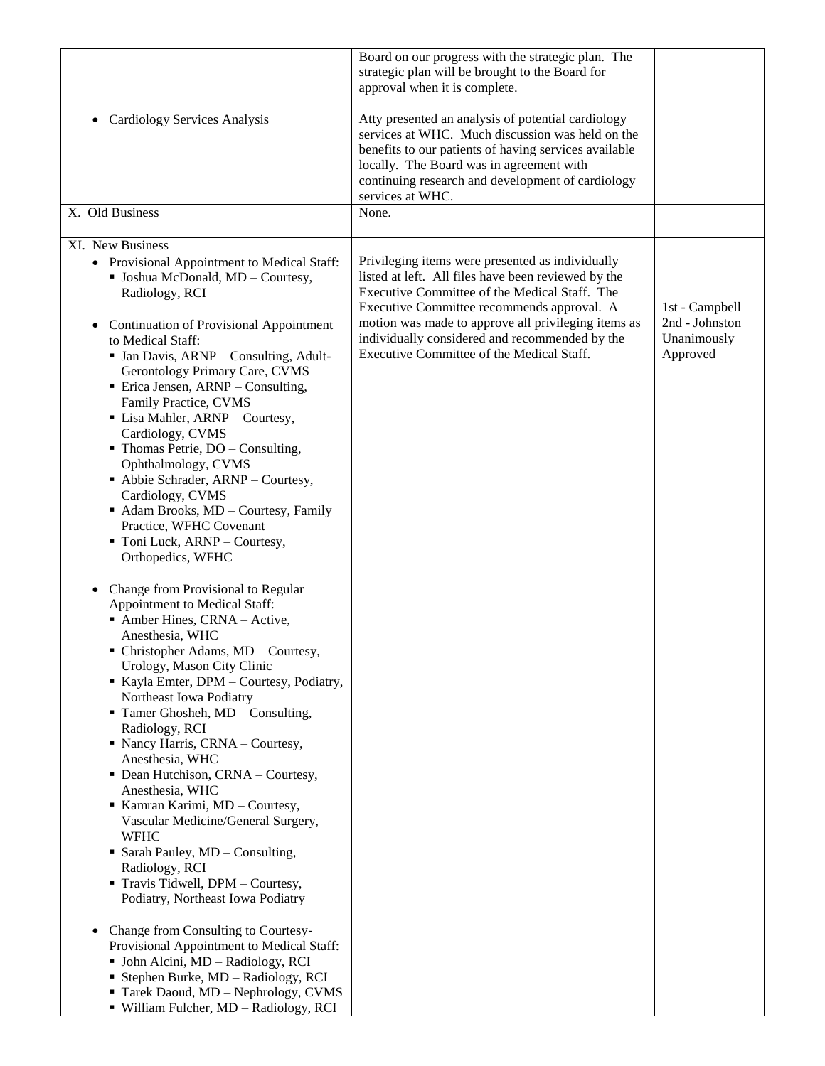| | | |
|---|---|---|
| • Cardiology Services Analysis | Board on our progress with the strategic plan. The strategic plan will be brought to the Board for approval when it is complete.<br><br>Atty presented an analysis of potential cardiology services at WHC. Much discussion was held on the benefits to our patients of having services available locally. The Board was in agreement with continuing research and development of cardiology services at WHC. | |
| X. Old Business | None. | |
| XI. New Business<br>• Provisional Appointment to Medical Staff:<br>▪ Joshua McDonald, MD – Courtesy, Radiology, RCI<br><br>• Continuation of Provisional Appointment to Medical Staff:<br>▪ Jan Davis, ARNP – Consulting, Adult-Gerontology Primary Care, CVMS<br>▪ Erica Jensen, ARNP – Consulting, Family Practice, CVMS<br>▪ Lisa Mahler, ARNP – Courtesy, Cardiology, CVMS<br>▪ Thomas Petrie, DO – Consulting, Ophthalmology, CVMS<br>▪ Abbie Schrader, ARNP – Courtesy, Cardiology, CVMS<br>▪ Adam Brooks, MD – Courtesy, Family Practice, WFHC Covenant<br>▪ Toni Luck, ARNP – Courtesy, Orthopedics, WFHC<br><br>• Change from Provisional to Regular Appointment to Medical Staff:<br>▪ Amber Hines, CRNA – Active, Anesthesia, WHC<br>▪ Christopher Adams, MD – Courtesy, Urology, Mason City Clinic<br>▪ Kayla Emter, DPM – Courtesy, Podiatry, Northeast Iowa Podiatry<br>▪ Tamer Ghosheh, MD – Consulting, Radiology, RCI<br>▪ Nancy Harris, CRNA – Courtesy, Anesthesia, WHC<br>▪ Dean Hutchison, CRNA – Courtesy, Anesthesia, WHC<br>▪ Kamran Karimi, MD – Courtesy, Vascular Medicine/General Surgery, WFHC<br>▪ Sarah Pauley, MD – Consulting, Radiology, RCI<br>▪ Travis Tidwell, DPM – Courtesy, Podiatry, Northeast Iowa Podiatry<br><br>• Change from Consulting to Courtesy-Provisional Appointment to Medical Staff:<br>▪ John Alcini, MD – Radiology, RCI<br>▪ Stephen Burke, MD – Radiology, RCI<br>▪ Tarek Daoud, MD – Nephrology, CVMS<br>▪ William Fulcher, MD – Radiology, RCI | Privileging items were presented as individually listed at left. All files have been reviewed by the Executive Committee of the Medical Staff. The Executive Committee recommends approval. A motion was made to approve all privileging items as individually considered and recommended by the Executive Committee of the Medical Staff. | 1st - Campbell<br>2nd - Johnston<br>Unanimously Approved |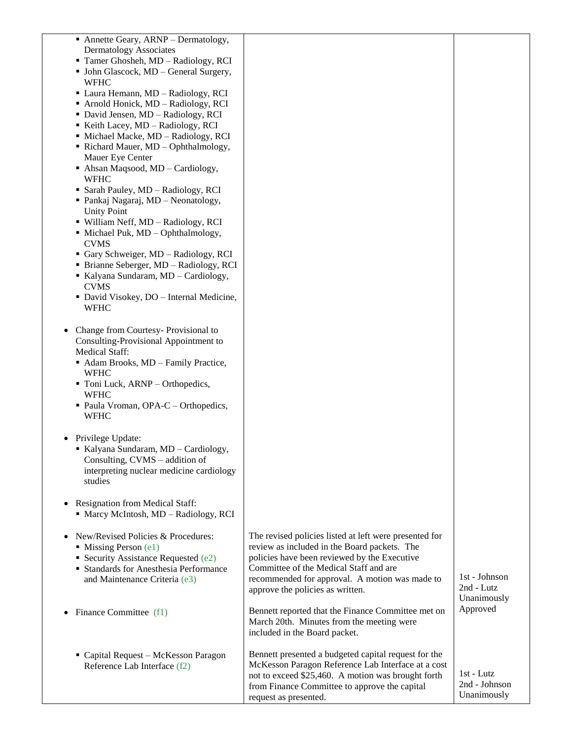| | | |
|---|---|---|
| ▪ Annette Geary, ARNP – Dermatology, Dermatology Associates<br>▪ Tamer Ghosheh, MD – Radiology, RCI<br>▪ John Glascock, MD – General Surgery, WFHC<br>▪ Laura Hemann, MD – Radiology, RCI<br>▪ Arnold Honick, MD – Radiology, RCI<br>▪ David Jensen, MD – Radiology, RCI<br>▪ Keith Lacey, MD – Radiology, RCI<br>▪ Michael Macke, MD – Radiology, RCI<br>▪ Richard Mauer, MD – Ophthalmology, Mauer Eye Center<br>▪ Ahsan Maqsood, MD – Cardiology, WFHC<br>▪ Sarah Pauley, MD – Radiology, RCI<br>▪ Pankaj Nagaraj, MD – Neonatology, Unity Point<br>▪ William Neff, MD – Radiology, RCI<br>▪ Michael Puk, MD – Ophthalmology, CVMS<br>▪ Gary Schweiger, MD – Radiology, RCI<br>▪ Brianne Seberger, MD – Radiology, RCI<br>▪ Kalyana Sundaram, MD – Cardiology, CVMS<br>▪ David Visokey, DO – Internal Medicine, WFHC | | |
| • Change from Courtesy- Provisional to Consulting-Provisional Appointment to Medical Staff:<br>▪ Adam Brooks, MD – Family Practice, WFHC<br>▪ Toni Luck, ARNP – Orthopedics, WFHC<br>▪ Paula Vroman, OPA-C – Orthopedics, WFHC | | |
| • Privilege Update:<br>▪ Kalyana Sundaram, MD – Cardiology, Consulting, CVMS – addition of interpreting nuclear medicine cardiology studies | | |
| • Resignation from Medical Staff:<br>▪ Marcy McIntosh, MD – Radiology, RCI | | |
| • New/Revised Policies & Procedures:<br>▪ Missing Person (e1)<br>▪ Security Assistance Requested (e2)<br>▪ Standards for Anesthesia Performance and Maintenance Criteria (e3) | The revised policies listed at left were presented for review as included in the Board packets. The policies have been reviewed by the Executive Committee of the Medical Staff and are recommended for approval. A motion was made to approve the policies as written. | 1st - Johnson<br>2nd - Lutz<br>Unanimously Approved |
| • Finance Committee (f1) | Bennett reported that the Finance Committee met on March 20th. Minutes from the meeting were included in the Board packet. | |
| ▪ Capital Request – McKesson Paragon Reference Lab Interface (f2) | Bennett presented a budgeted capital request for the McKesson Paragon Reference Lab Interface at a cost not to exceed $25,460. A motion was brought forth from Finance Committee to approve the capital request as presented. | 1st - Lutz<br>2nd - Johnson<br>Unanimously |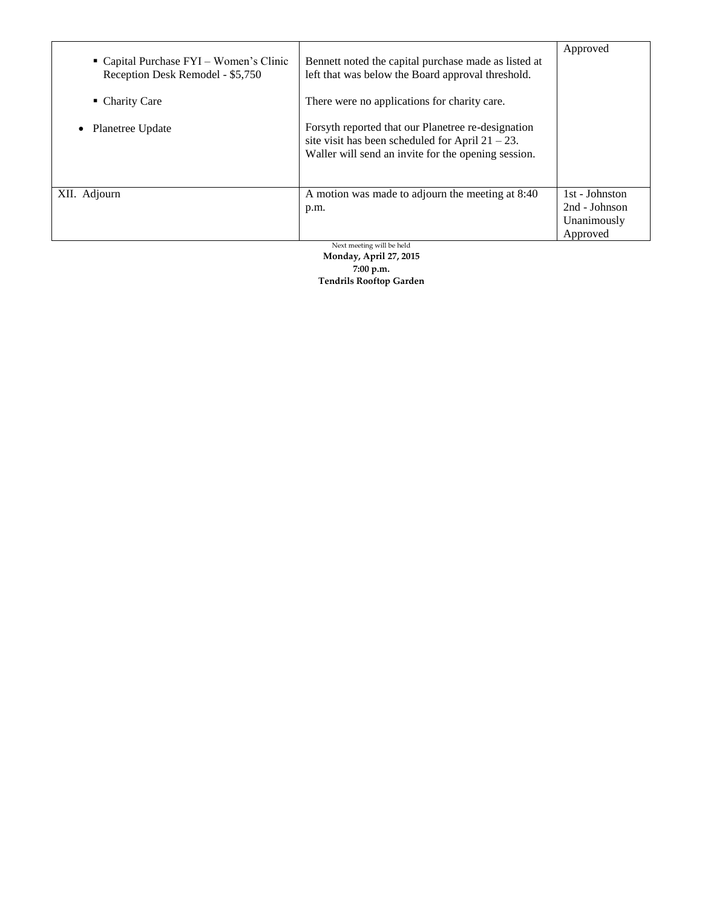| | | |
|---|---|---|
| ▪ Capital Purchase FYI – Women's Clinic Reception Desk Remodel - $5,750<br><br>▪ Charity Care<br><br>• Planetree Update | Bennett noted the capital purchase made as listed at left that was below the Board approval threshold.<br><br>There were no applications for charity care.<br><br>Forsyth reported that our Planetree re-designation site visit has been scheduled for April 21 – 23. Waller will send an invite for the opening session. | Approved |
| XII. Adjourn | A motion was made to adjourn the meeting at 8:40 p.m. | 1st - Johnston<br>2nd - Johnson<br>Unanimously Approved |

Next meeting will be held

**Monday, April 27, 2015**

**7:00 p.m.**

**Tendrils Rooftop Garden**